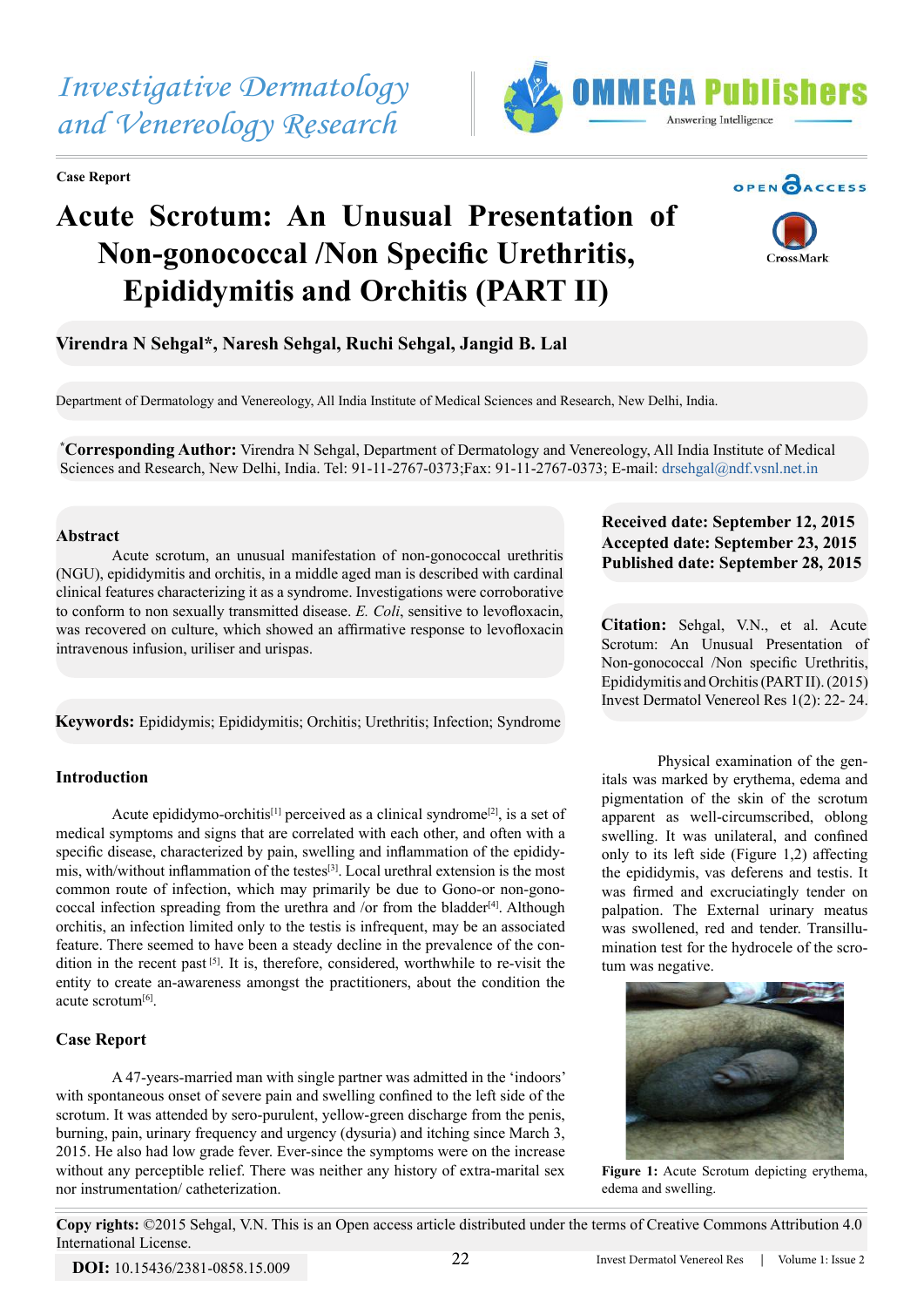Case Report

# Acute Scrotum: An Unusual Presentation of Non-gonococcal /Non Specific Urethritis, Epididymitis and Orchitis (PART II)

**Virendra N Sehgal*, Naresh Sehgal, Ruchi Sehgal, Jangid B. Lal**

Department of Dermatology and Venereology, All India Institute of Medical Sciences and Research, New Delhi, India.

***Corresponding Author:** Virendra N Sehgal, Department of Dermatology and Venereology, All India Institute of Medical Sciences and Research, New Delhi, India. Tel: 91-11-2767-0373;Fax: 91-11-2767-0373; E-mail: drsehgal@ndf.vsnl.net.in

**Received date: September 12, 2015**
**Accepted date: September 23, 2015**
**Published date: September 28, 2015**

**Citation:** Sehgal, V.N., et al. Acute Scrotum: An Unusual Presentation of Non-gonococcal /Non specific Urethritis, Epididymitis and Orchitis (PART II). (2015) Invest Dermatol Venereol Res 1(2): 22- 24.

## Abstract

Acute scrotum, an unusual manifestation of non-gonococcal urethritis (NGU), epididymitis and orchitis, in a middle aged man is described with cardinal clinical features characterizing it as a syndrome. Investigations were corroborative to conform to non sexually transmitted disease. *E. Coli*, sensitive to levofloxacin, was recovered on culture, which showed an affirmative response to levofloxacin intravenous infusion, uriliser and urispas.

**Keywords:** Epidydymis; Epididymitis; Orchitis; Urethritis; Infection; Syndrome

## Introduction

Acute epididymo-orchitis[1] perceived as a clinical syndrome[2], is a set of medical symptoms and signs that are correlated with each other, and often with a specific disease, characterized by pain, swelling and inflammation of the epididymis, with/without inflammation of the testes[3]. Local urethral extension is the most common route of infection, which may primarily be due to Gono-or non-gonococcal infection spreading from the urethra and /or from the bladder[4]. Although orchitis, an infection limited only to the testis is infrequent, may be an associated feature. There seemed to have been a steady decline in the prevalence of the condition in the recent past [5]. It is, therefore, considered, worthwhile to re-visit the entity to create an-awareness amongst the practitioners, about the condition the acute scrotum[6].

## Case Report

A 47-years-married man with single partner was admitted in the 'indoors' with spontaneous onset of severe pain and swelling confined to the left side of the scrotum. It was attended by sero-purulent, yellow-green discharge from the penis, burning, pain, urinary frequency and urgency (dysuria) and itching since March 3, 2015. He also had low grade fever. Ever-since the symptoms were on the increase without any perceptible relief. There was neither any history of extra-marital sex nor instrumentation/ catheterization.

Physical examination of the genitals was marked by erythema, edema and pigmentation of the skin of the scrotum apparent as well-circumscribed, oblong swelling. It was unilateral, and confined only to its left side (Figure 1,2) affecting the epididymis, vas deferens and testis. It was firmed and excruciatingly tender on palpation. The External urinary meatus was swollened, red and tender. Transillumination test for the hydrocele of the scrotum was negative.

**Figure 1:** Acute Scrotum depicting erythema, edema and swelling.

**Copy rights:** ©2015 Sehgal, V.N. This is an Open access article distributed under the terms of Creative Commons Attribution 4.0 International License.

**DOI:** 10.15436/2381-0858.15.009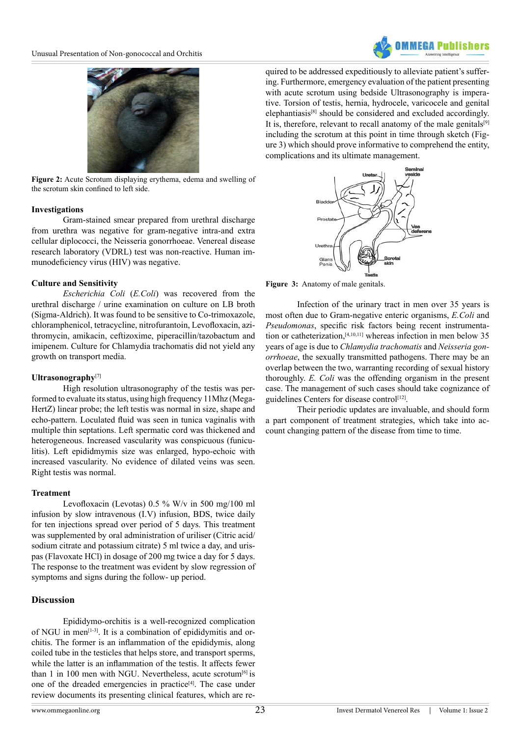Figure 2: Acute Scrotum displaying erythema, edema and swelling of the scrotum skin confined to left side.

### Investigations

Gram-stained smear prepared from urethral discharge from urethra was negative for gram-negative intra-and extra cellular diplococci, the Neisseria gonorrhoeae. Venereal disease research laboratory (VDRL) test was non-reactive. Human immunodeficiency virus (HIV) was negative.

### Culture and Sensitivity

*Escherichia Coli* (*E.Coli*) was recovered from the urethral discharge / urine examination on culture on LB broth (Sigma-Aldrich). It was found to be sensitive to Co-trimoxazole, chloramphenicol, tetracycline, nitrofurantoin, Levofloxacin, azithromycin, amikacin, ceftizoxime, piperacillin/tazobactum and imipenem. Culture for Chlamydia trachomatis did not yield any growth on transport media.

### Ultrasonography[7]

High resolution ultrasonography of the testis was performed to evaluate its status, using high frequency 11Mhz (Mega-HertZ) linear probe; the left testis was normal in size, shape and echo-pattern. Loculated fluid was seen in tunica vaginalis with multiple thin septations. Left spermatic cord was thickened and heterogeneous. Increased vascularity was conspicuous (funiculitis). Left epididmymis size was enlarged, hypo-echoic with increased vascularity. No evidence of dilated veins was seen. Right testis was normal.

### Treatment

Levofloxacin (Levotas) 0.5 % W/v in 500 mg/100 ml infusion by slow intravenous (I.V) infusion, BDS, twice daily for ten injections spread over period of 5 days. This treatment was supplemented by oral administration of uriliser (Citric acid/ sodium citrate and potassium citrate) 5 ml twice a day, and urispas (Flavoxate HCl) in dosage of 200 mg twice a day for 5 days. The response to the treatment was evident by slow regression of symptoms and signs during the follow- up period.

## Discussion

Epididymo-orchitis is a well-recognized complication of NGU in men[1-3]. It is a combination of epididymitis and orchitis. The former is an inflammation of the epididymis, along coiled tube in the testicles that helps store, and transport sperms, while the latter is an inflammation of the testis. It affects fewer than 1 in 100 men with NGU. Nevertheless, acute scrotum[6] is one of the dreaded emergencies in practice[4]. The case under review documents its presenting clinical features, which are required to be addressed expeditiously to alleviate patient's suffering. Furthermore, emergency evaluation of the patient presenting with acute scrotum using bedside Ultrasonography is imperative. Torsion of testis, hernia, hydrocele, varicocele and genital elephantiasis[8] should be considered and excluded accordingly. It is, therefore, relevant to recall anatomy of the male genitals[9] including the scrotum at this point in time through sketch (Figure 3) which should prove informative to comprehend the entity, complications and its ultimate management.

Figure 3: Anatomy of male genitals.

Infection of the urinary tract in men over 35 years is most often due to Gram-negative enteric organisms, *E.Coli* and *Pseudomonas*, specific risk factors being recent instrumentation or catheterization,[4,10,11] whereas infection in men below 35 years of age is due to *Chlamydia trachomatis* and *Neisseria gonorrhoeae*, the sexually transmitted pathogens. There may be an overlap between the two, warranting recording of sexual history thoroughly. *E. Coli* was the offending organism in the present case. The management of such cases should take cognizance of guidelines Centers for disease control[12].

Their periodic updates are invaluable, and should form a part component of treatment strategies, which take into account changing pattern of the disease from time to time.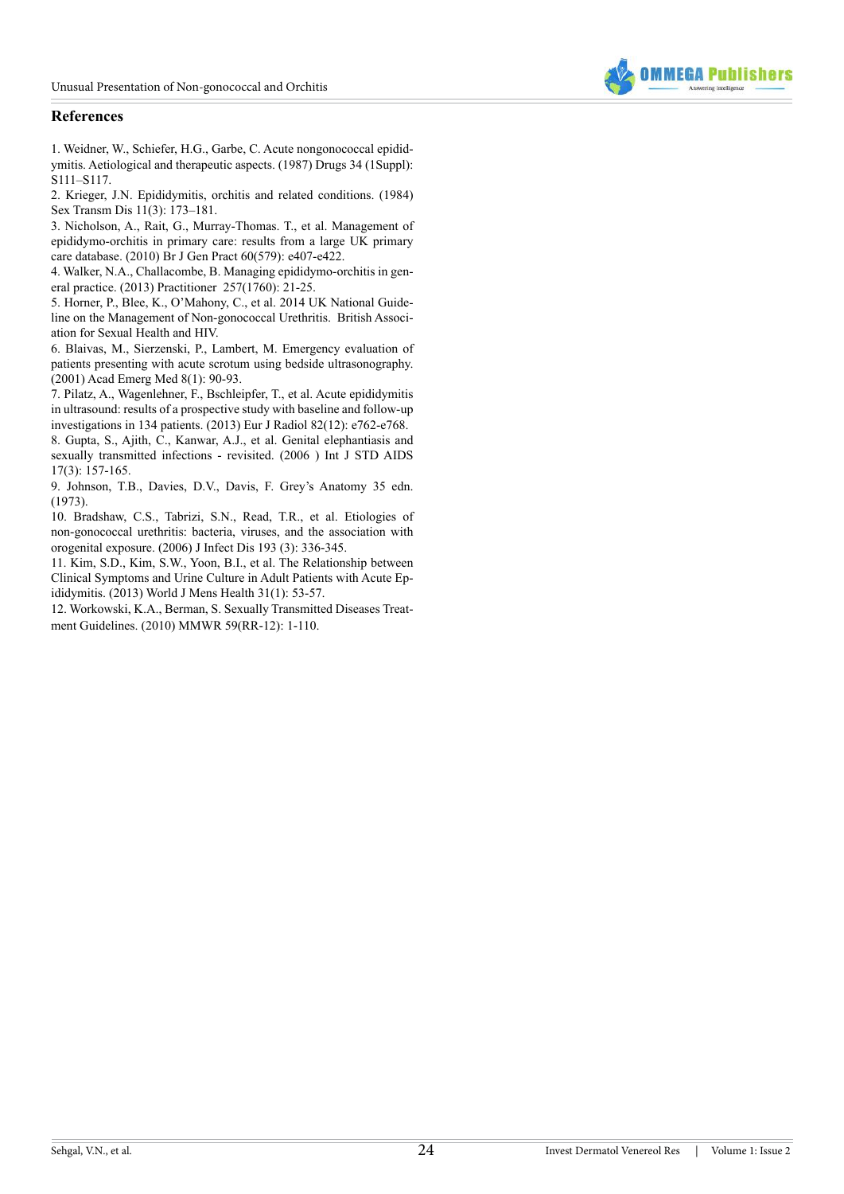## References

1. Weidner, W., Schiefer, H.G., Garbe, C. Acute nongonococcal epididymitis. Aetiological and therapeutic aspects. (1987) Drugs 34 (1Suppl): S111–S117.
2. Krieger, J.N. Epididymitis, orchitis and related conditions. (1984) Sex Transm Dis 11(3): 173–181.
3. Nicholson, A., Rait, G., Murray-Thomas. T., et al. Management of epididymo-orchitis in primary care: results from a large UK primary care database. (2010) Br J Gen Pract 60(579): e407-e422.
4. Walker, N.A., Challacombe, B. Managing epididymo-orchitis in general practice. (2013) Practitioner 257(1760): 21-25.
5. Horner, P., Blee, K., O'Mahony, C., et al. 2014 UK National Guideline on the Management of Non-gonococcal Urethritis. British Association for Sexual Health and HIV.
6. Blaivas, M., Sierzenski, P., Lambert, M. Emergency evaluation of patients presenting with acute scrotum using bedside ultrasonography. (2001) Acad Emerg Med 8(1): 90-93.
7. Pilatz, A., Wagenlehner, F., Bschleipfer, T., et al. Acute epididymitis in ultrasound: results of a prospective study with baseline and follow-up investigations in 134 patients. (2013) Eur J Radiol 82(12): e762-e768.
8. Gupta, S., Ajith, C., Kanwar, A.J., et al. Genital elephantiasis and sexually transmitted infections - revisited. (2006 ) Int J STD AIDS 17(3): 157-165.
9. Johnson, T.B., Davies, D.V., Davis, F. Grey's Anatomy 35 edn. (1973).
10. Bradshaw, C.S., Tabrizi, S.N., Read, T.R., et al. Etiologies of non-gonococcal urethritis: bacteria, viruses, and the association with orogenital exposure. (2006) J Infect Dis 193 (3): 336-345.
11. Kim, S.D., Kim, S.W., Yoon, B.I., et al. The Relationship between Clinical Symptoms and Urine Culture in Adult Patients with Acute Epididymitis. (2013) World J Mens Health 31(1): 53-57.
12. Workowski, K.A., Berman, S. Sexually Transmitted Diseases Treatment Guidelines. (2010) MMWR 59(RR-12): 1-110.